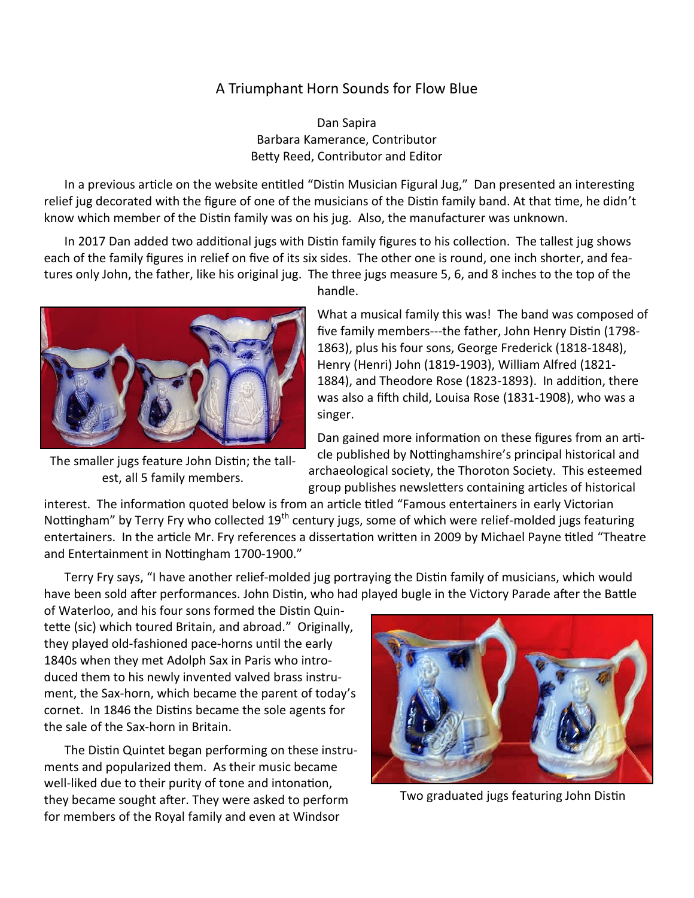# A Triumphant Horn Sounds for Flow Blue

Dan Sapira
Barbara Kamerance, Contributor
Betty Reed, Contributor and Editor

In a previous article on the website entitled "Distin Musician Figural Jug," Dan presented an interesting relief jug decorated with the figure of one of the musicians of the Distin family band. At that time, he didn't know which member of the Distin family was on his jug. Also, the manufacturer was unknown.

In 2017 Dan added two additional jugs with Distin family figures to his collection. The tallest jug shows each of the family figures in relief on five of its six sides. The other one is round, one inch shorter, and features only John, the father, like his original jug. The three jugs measure 5, 6, and 8 inches to the top of the handle.

The smaller jugs feature John Distin; the tallest, all 5 family members.

What a musical family this was! The band was composed of five family members---the father, John Henry Distin (1798-1863), plus his four sons, George Frederick (1818-1848), Henry (Henri) John (1819-1903), William Alfred (1821-1884), and Theodore Rose (1823-1893). In addition, there was also a fifth child, Louisa Rose (1831-1908), who was a singer.

Dan gained more information on these figures from an article published by Nottinghamshire's principal historical and archaeological society, the Thoroton Society. This esteemed group publishes newsletters containing articles of historical interest. The information quoted below is from an article titled "Famous entertainers in early Victorian Nottingham" by Terry Fry who collected 19th century jugs, some of which were relief-molded jugs featuring entertainers. In the article Mr. Fry references a dissertation written in 2009 by Michael Payne titled "Theatre and Entertainment in Nottingham 1700-1900."

Terry Fry says, "I have another relief-molded jug portraying the Distin family of musicians, which would have been sold after performances. John Distin, who had played bugle in the Victory Parade after the Battle of Waterloo, and his four sons formed the Distin Quintette (sic) which toured Britain, and abroad." Originally, they played old-fashioned pace-horns until the early 1840s when they met Adolph Sax in Paris who introduced them to his newly invented valved brass instrument, the Sax-horn, which became the parent of today's cornet. In 1846 the Distins became the sole agents for the sale of the Sax-horn in Britain.

The Distin Quintet began performing on these instruments and popularized them. As their music became well-liked due to their purity of tone and intonation, they became sought after. They were asked to perform for members of the Royal family and even at Windsor

Two graduated jugs featuring John Distin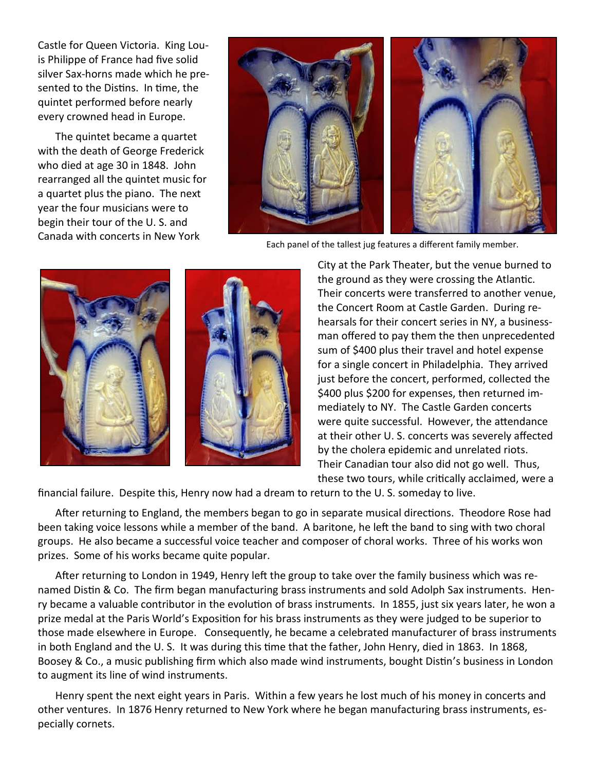Castle for Queen Victoria. King Louis Philippe of France had five solid silver Sax-horns made which he presented to the Distins. In time, the quintet performed before nearly every crowned head in Europe.

The quintet became a quartet with the death of George Frederick who died at age 30 in 1848. John rearranged all the quintet music for a quartet plus the piano. The next year the four musicians were to begin their tour of the U. S. and Canada with concerts in New York City at the Park Theater, but the venue burned to the ground as they were crossing the Atlantic. Their concerts were transferred to another venue, the Concert Room at Castle Garden. During rehearsals for their concert series in NY, a businessman offered to pay them the then unprecedented sum of $400 plus their travel and hotel expense for a single concert in Philadelphia. They arrived just before the concert, performed, collected the $400 plus $200 for expenses, then returned immediately to NY. The Castle Garden concerts were quite successful. However, the attendance at their other U. S. concerts was severely affected by the cholera epidemic and unrelated riots. Their Canadian tour also did not go well. Thus, these two tours, while critically acclaimed, were a financial failure. Despite this, Henry now had a dream to return to the U. S. someday to live.

Each panel of the tallest jug features a different family member.

After returning to England, the members began to go in separate musical directions. Theodore Rose had been taking voice lessons while a member of the band. A baritone, he left the band to sing with two choral groups. He also became a successful voice teacher and composer of choral works. Three of his works won prizes. Some of his works became quite popular.

After returning to London in 1949, Henry left the group to take over the family business which was renamed Distin & Co. The firm began manufacturing brass instruments and sold Adolph Sax instruments. Henry became a valuable contributor in the evolution of brass instruments. In 1855, just six years later, he won a prize medal at the Paris World's Exposition for his brass instruments as they were judged to be superior to those made elsewhere in Europe. Consequently, he became a celebrated manufacturer of brass instruments in both England and the U. S. It was during this time that the father, John Henry, died in 1863. In 1868, Boosey & Co., a music publishing firm which also made wind instruments, bought Distin's business in London to augment its line of wind instruments.

Henry spent the next eight years in Paris. Within a few years he lost much of his money in concerts and other ventures. In 1876 Henry returned to New York where he began manufacturing brass instruments, especially cornets.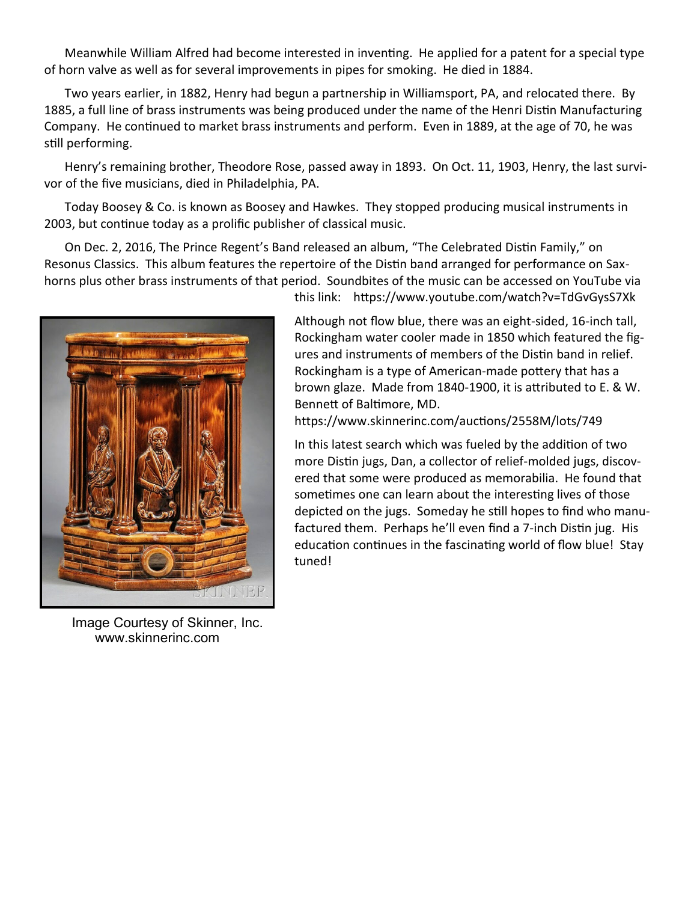Meanwhile William Alfred had become interested in inventing. He applied for a patent for a special type of horn valve as well as for several improvements in pipes for smoking. He died in 1884.

Two years earlier, in 1882, Henry had begun a partnership in Williamsport, PA, and relocated there. By 1885, a full line of brass instruments was being produced under the name of the Henri Distin Manufacturing Company. He continued to market brass instruments and perform. Even in 1889, at the age of 70, he was still performing.

Henry's remaining brother, Theodore Rose, passed away in 1893. On Oct. 11, 1903, Henry, the last survivor of the five musicians, died in Philadelphia, PA.

Today Boosey & Co. is known as Boosey and Hawkes. They stopped producing musical instruments in 2003, but continue today as a prolific publisher of classical music.

On Dec. 2, 2016, The Prince Regent's Band released an album, "The Celebrated Distin Family," on Resonus Classics. This album features the repertoire of the Distin band arranged for performance on Saxhorns plus other brass instruments of that period. Soundbites of the music can be accessed on YouTube via this link: https://www.youtube.com/watch?v=TdGvGysS7Xk

Although not flow blue, there was an eight-sided, 16-inch tall, Rockingham water cooler made in 1850 which featured the figures and instruments of members of the Distin band in relief. Rockingham is a type of American-made pottery that has a brown glaze. Made from 1840-1900, it is attributed to E. & W. Bennett of Baltimore, MD.
https://www.skinnerinc.com/auctions/2558M/lots/749

In this latest search which was fueled by the addition of two more Distin jugs, Dan, a collector of relief-molded jugs, discovered that some were produced as memorabilia. He found that sometimes one can learn about the interesting lives of those depicted on the jugs. Someday he still hopes to find who manufactured them. Perhaps he'll even find a 7-inch Distin jug. His education continues in the fascinating world of flow blue! Stay tuned!

Image Courtesy of Skinner, Inc.
www.skinnerinc.com